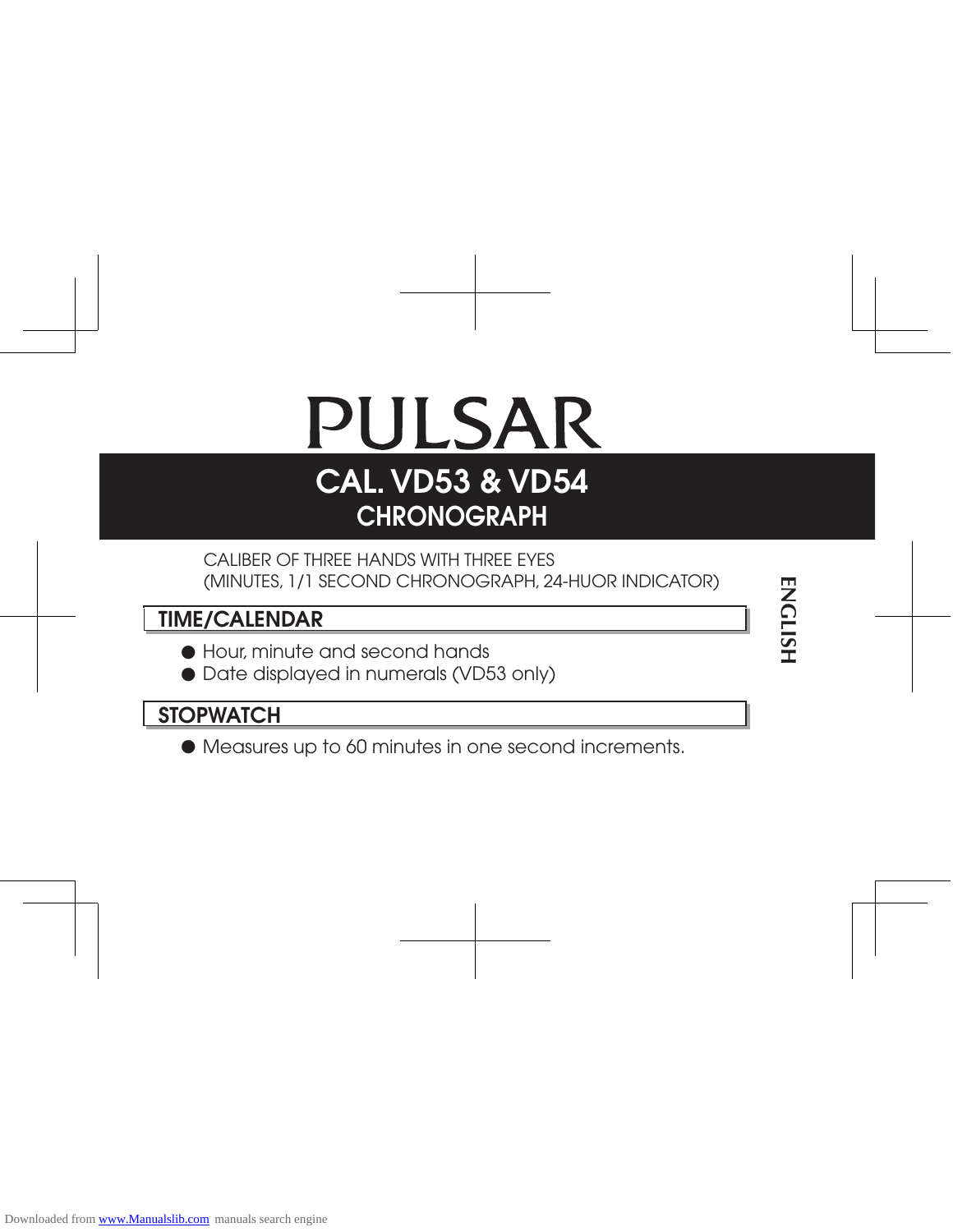# PULSAR

## CAL. VD53 & VD54
## CHRONOGRAPH

CALIBER OF THREE HANDS WITH THREE EYES
(MINUTES, 1/1 SECOND CHRONOGRAPH, 24-HUOR INDICATOR)

ENGLISH

### TIME/CALENDAR

- Hour, minute and second hands
- Date displayed in numerals (VD53 only)

### STOPWATCH

- Measures up to 60 minutes in one second increments.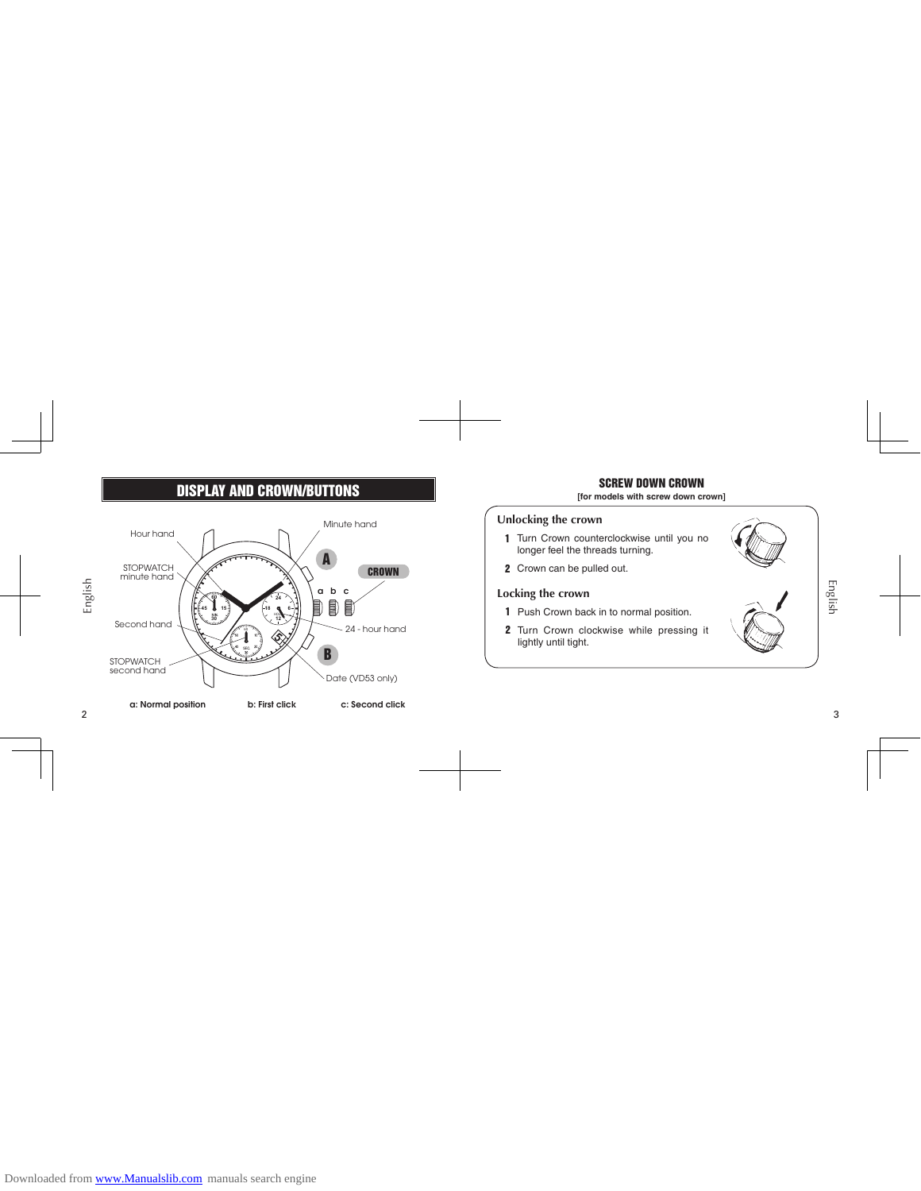## DISPLAY AND CROWN/BUTTONS

Hour hand

STOPWATCH minute hand

Second hand

STOPWATCH second hand

Minute hand

A

CROWN

a b c

24 - hour hand

B

Date (VD53 only)

**a: Normal position** **b: First click** **c: Second click**

## SCREW DOWN CROWN

**[for models with screw down crown]**

### Unlocking the crown

1. Turn Crown counterclockwise until you no longer feel the threads turning.
2. Crown can be pulled out.

### Locking the crown

1. Push Crown back in to normal position.
2. Turn Crown clockwise while pressing it lightly until tight.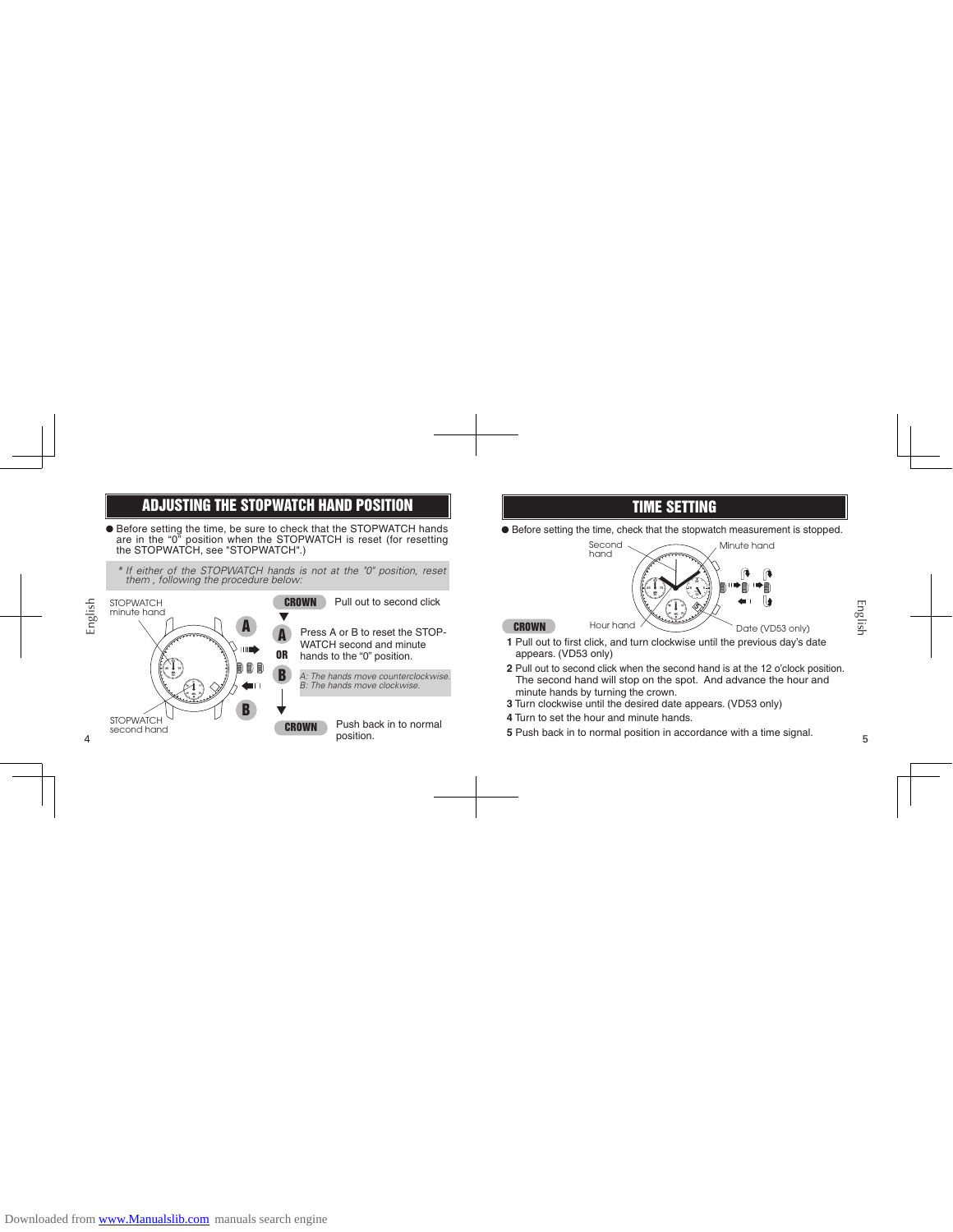## ADJUSTING THE STOPWATCH HAND POSITION

- Before setting the time, be sure to check that the STOPWATCH hands are in the "0" position when the STOPWATCH is reset (for resetting the STOPWATCH, see "STOPWATCH".)

*\* If either of the STOPWATCH hands is not at the "0" position, reset them , following the procedure below:*

STOPWATCH minute hand

STOPWATCH second hand

**CROWN** Pull out to second click

**A** OR **B** Press A or B to reset the STOP-WATCH second and minute hands to the "0" position.

*A: The hands move counterclockwise.*
*B: The hands move clockwise.*

**CROWN** Push back in to normal position.

## TIME SETTING

- Before setting the time, check that the stopwatch measurement is stopped.

Second hand | Minute hand | Hour hand | Date (VD53 only)

**CROWN**

1. Pull out to first click, and turn clockwise until the previous day's date appears. (VD53 only)
2. Pull out to second click when the second hand is at the 12 o'clock position. The second hand will stop on the spot. And advance the hour and minute hands by turning the crown.
3. Turn clockwise until the desired date appears. (VD53 only)
4. Turn to set the hour and minute hands.
5. Push back in to normal position in accordance with a time signal.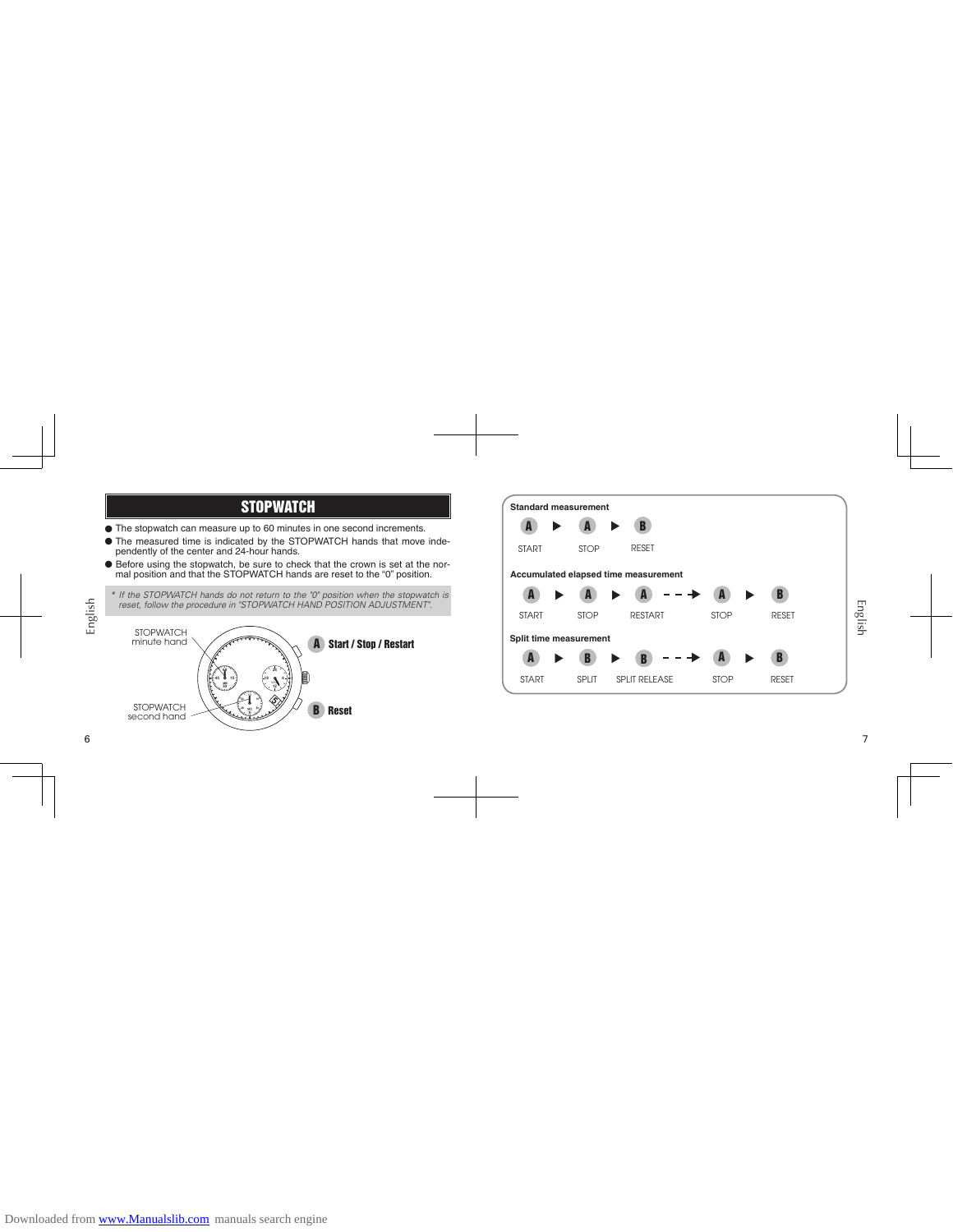## STOPWATCH

- The stopwatch can measure up to 60 minutes in one second increments.
- The measured time is indicated by the STOPWATCH hands that move independently of the center and 24-hour hands.
- Before using the stopwatch, be sure to check that the crown is set at the normal position and that the STOPWATCH hands are reset to the "0" position.

*\* If the STOPWATCH hands do not return to the "0" position when the stopwatch is reset, follow the procedure in "STOPWATCH HAND POSITION ADJUSTMENT".*

STOPWATCH minute hand

STOPWATCH second hand

**A** **Start / Stop / Restart**

**B** **Reset**

**Standard measurement**

A ▶ A ▶ B

START STOP RESET

**Accumulated elapsed time measurement**

A ▶ A ▶ A - - -▶ A ▶ B

START STOP RESTART STOP RESET

**Split time measurement**

A ▶ B ▶ B - - -▶ A ▶ B

START SPLIT SPLIT RELEASE STOP RESET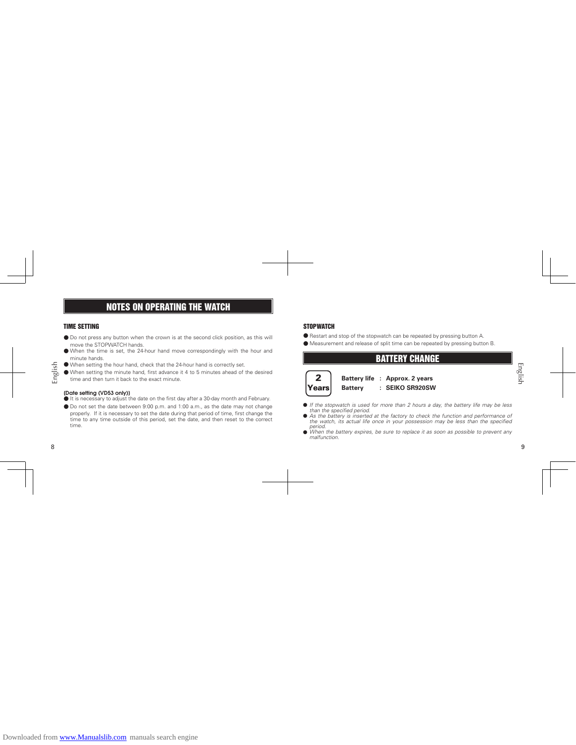## NOTES ON OPERATING THE WATCH

### TIME SETTING

- Do not press any button when the crown is at the second click position, as this will move the STOPWATCH hands.
- When the time is set, the 24-hour hand move correspondingly with the hour and minute hands.
- When setting the hour hand, check that the 24-hour hand is correctly set.
- When setting the minute hand, first advance it 4 to 5 minutes ahead of the desired time and then turn it back to the exact minute.

**(Date setting (VD53 only))**

- It is necessary to adjust the date on the first day after a 30-day month and February.
- Do not set the date between 9:00 p.m. and 1:00 a.m., as the date may not change properly. If it is necessary to set the date during that period of time, first change the time to any time outside of this period, set the date, and then reset to the correct time.

### STOPWATCH

- Restart and stop of the stopwatch can be repeated by pressing button A.
- Measurement and release of split time can be repeated by pressing button B.

## BATTERY CHANGE

**2 Years**

**Battery life : Approx. 2 years**
**Battery : SEIKO SR920SW**

- *If the stopwatch is used for more than 2 hours a day, the battery life may be less than the specified period.*
- *As the battery is inserted at the factory to check the function and performance of the watch, its actual life once in your possession may be less than the specified period.*
- *When the battery expires, be sure to replace it as soon as possible to prevent any malfunction.*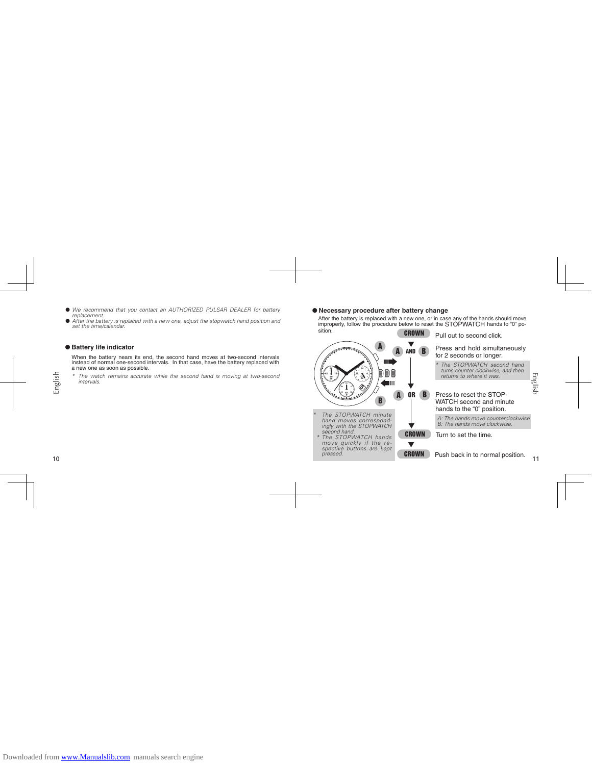- *We recommend that you contact an AUTHORIZED PULSAR DEALER for battery replacement.*
- *After the battery is replaced with a new one, adjust the stopwatch hand position and set the time/calendar.*

## ● Battery life indicator

When the battery nears its end, the second hand moves at two-second intervals instead of normal one-second intervals. In that case, have the battery replaced with a new one as soon as possible.

*\* The watch remains accurate while the second hand is moving at two-second intervals.*

## ● Necessary procedure after battery change

After the battery is replaced with a new one, or in case any of the hands should move improperly, follow the procedure below to reset the STOPWATCH hands to "0" position.

**CROWN** — Pull out to second click.

▼

**A AND B** — Press and hold simultaneously for 2 seconds or longer.

*\* The STOPWATCH second hand turns counter clockwise, and then returns to where it was.*

▼

**A OR B** — Press to reset the STOPWATCH second and minute hands to the "0" position.

*A: The hands move counterclockwise.*
*B: The hands move clockwise.*

▼

**CROWN** — Turn to set the time.

▼

**CROWN** — Push back in to normal position.

*\* The STOPWATCH minute hand moves correspondingly with the STOPWATCH second hand.*
*\* The STOPWATCH hands move quickly if the respective buttons are kept pressed.*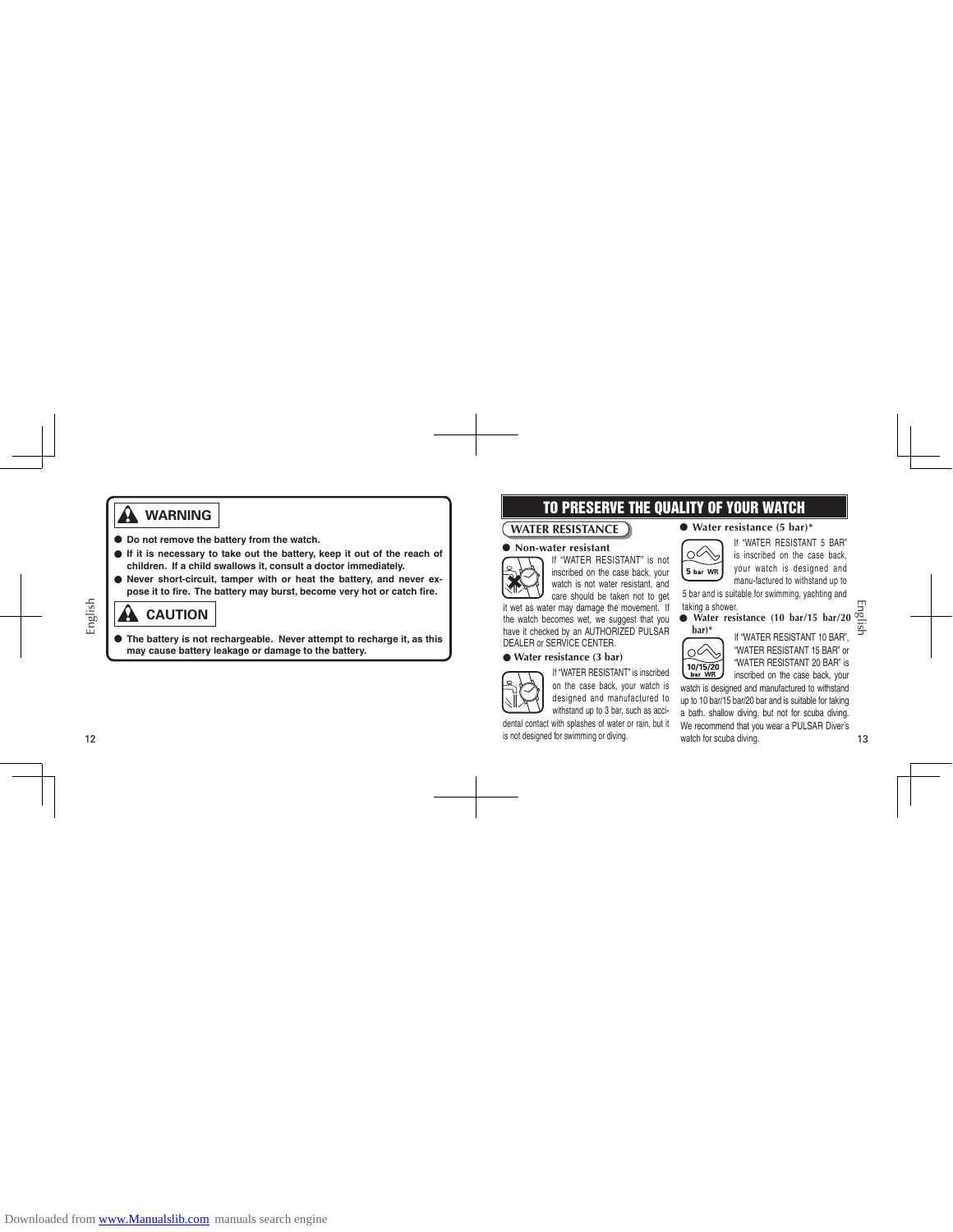## WARNING

- **Do not remove the battery from the watch.**
- **If it is necessary to take out the battery, keep it out of the reach of children. If a child swallows it, consult a doctor immediately.**
- **Never short-circuit, tamper with or heat the battery, and never expose it to fire. The battery may burst, become very hot or catch fire.**

## CAUTION

- **The battery is not rechargeable. Never attempt to recharge it, as this may cause battery leakage or damage to the battery.**

# TO PRESERVE THE QUALITY OF YOUR WATCH

## WATER RESISTANCE

**● Non-water resistant**

If "WATER RESISTANT" is not inscribed on the case back, your watch is not water resistant, and care should be taken not to get it wet as water may damage the movement. If the watch becomes wet, we suggest that you have it checked by an AUTHORIZED PULSAR DEALER or SERVICE CENTER.

**● Water resistance (3 bar)**

If "WATER RESISTANT" is inscribed on the case back, your watch is designed and manufactured to withstand up to 3 bar, such as accidental contact with splashes of water or rain, but it is not designed for swimming or diving.

**● Water resistance (5 bar)***

If "WATER RESISTANT 5 BAR" is inscribed on the case back, your watch is designed and manu-factured to withstand up to 5 bar and is suitable for swimming, yachting and taking a shower.

**● Water resistance (10 bar/15 bar/20 bar)***

If "WATER RESISTANT 10 BAR", "WATER RESISTANT 15 BAR" or "WATER RESISTANT 20 BAR" is inscribed on the case back, your watch is designed and manufactured to withstand up to 10 bar/15 bar/20 bar and is suitable for taking a bath, shallow diving, but not for scuba diving. We recommend that you wear a PULSAR Diver's watch for scuba diving.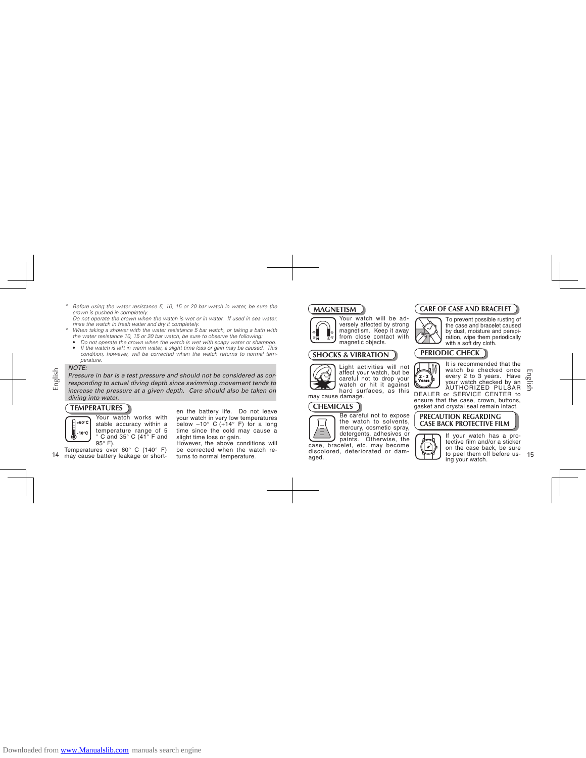* *Before using the water resistance 5, 10, 15 or 20 bar watch in water, be sure the crown is pushed in completely.*
  *Do not operate the crown when the watch is wet or in water. If used in sea water, rinse the watch in fresh water and dry it completely.*

* *When taking a shower with the water resistance 5 bar watch, or taking a bath with the water resistance 10, 15 or 20 bar watch, be sure to observe the following:*
  - *Do not operate the crown when the watch is wet with soapy water or shampoo.*
  - *If the watch is left in warm water, a slight time loss or gain may be caused. This condition, however, will be corrected when the watch returns to normal temperature.*

*NOTE:*
*Pressure in bar is a test pressure and should not be considered as corresponding to actual diving depth since swimming movement tends to increase the pressure at a given depth. Care should also be taken on diving into water.*

## TEMPERATURES

+60°C
-10°C

Your watch works with stable accuracy within a temperature range of 5 ° C and 35° C (41° F and 95° F).
Temperatures over 60° C (140° F) may cause battery leakage or shorten the battery life. Do not leave your watch in very low temperatures below –10° C (+14° F) for a long time since the cold may cause a slight time loss or gain.
However, the above conditions will be corrected when the watch returns to normal temperature.

## MAGNETISM

Your watch will be adversely affected by strong magnetism. Keep it away from close contact with magnetic objects.

## SHOCKS & VIBRATION

Light activities will not affect your watch, but be careful not to drop your watch or hit it against hard surfaces, as this may cause damage.

## CHEMICALS

Be careful not to expose the watch to solvents, mercury, cosmetic spray, detergents, adhesives or paints. Otherwise, the case, bracelet, etc. may become discolored, deteriorated or damaged.

## CARE OF CASE AND BRACELET

To prevent possible rusting of the case and bracelet caused by dust, moisture and perspiration, wipe them periodically with a soft dry cloth.

## PERIODIC CHECK

2 - 3 Years

It is recommended that the watch be checked once every 2 to 3 years. Have your watch checked by an AUTHORIZED PULSAR DEALER or SERVICE CENTER to ensure that the case, crown, buttons, gasket and crystal seal remain intact.

## PRECAUTION REGARDING CASE BACK PROTECTIVE FILM

If your watch has a protective film and/or a sticker on the case back, be sure to peel them off before using your watch.